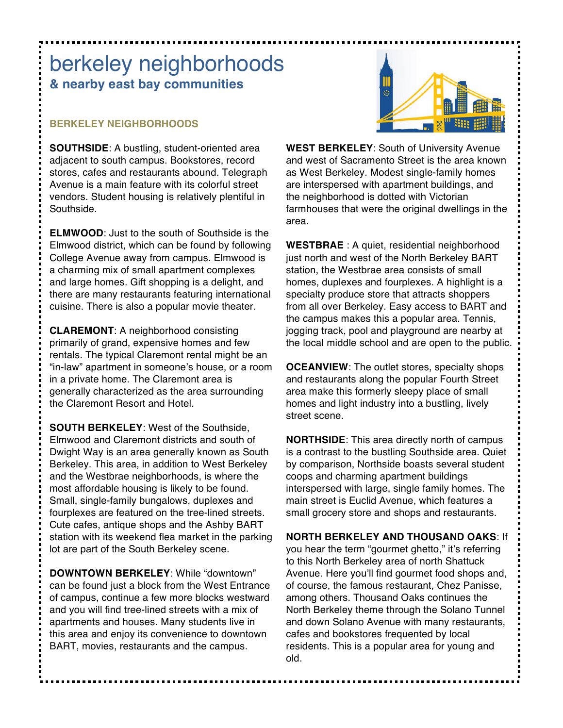# berkeley neighborhoods

## & nearby east bay communities

### BERKELEY NEIGHBORHOODS

**SOUTHSIDE**: A bustling, student-oriented area adjacent to south campus. Bookstores, record stores, cafes and restaurants abound. Telegraph Avenue is a main feature with its colorful street vendors. Student housing is relatively plentiful in Southside.

**ELMWOOD**: Just to the south of Southside is the Elmwood district, which can be found by following College Avenue away from campus. Elmwood is a charming mix of small apartment complexes and large homes. Gift shopping is a delight, and there are many restaurants featuring international cuisine. There is also a popular movie theater.

**CLAREMONT**: A neighborhood consisting primarily of grand, expensive homes and few rentals. The typical Claremont rental might be an "in-law" apartment in someone's house, or a room in a private home. The Claremont area is generally characterized as the area surrounding the Claremont Resort and Hotel.

**SOUTH BERKELEY**: West of the Southside, Elmwood and Claremont districts and south of Dwight Way is an area generally known as South Berkeley. This area, in addition to West Berkeley and the Westbrae neighborhoods, is where the most affordable housing is likely to be found. Small, single-family bungalows, duplexes and fourplexes are featured on the tree-lined streets. Cute cafes, antique shops and the Ashby BART station with its weekend flea market in the parking lot are part of the South Berkeley scene.

**DOWNTOWN BERKELEY**: While "downtown" can be found just a block from the West Entrance of campus, continue a few more blocks westward and you will find tree-lined streets with a mix of apartments and houses. Many students live in this area and enjoy its convenience to downtown BART, movies, restaurants and the campus.

**WEST BERKELEY**: South of University Avenue and west of Sacramento Street is the area known as West Berkeley. Modest single-family homes are interspersed with apartment buildings, and the neighborhood is dotted with Victorian farmhouses that were the original dwellings in the area.

**WESTBRAE** : A quiet, residential neighborhood just north and west of the North Berkeley BART station, the Westbrae area consists of small homes, duplexes and fourplexes. A highlight is a specialty produce store that attracts shoppers from all over Berkeley. Easy access to BART and the campus makes this a popular area. Tennis, jogging track, pool and playground are nearby at the local middle school and are open to the public.

**OCEANVIEW**: The outlet stores, specialty shops and restaurants along the popular Fourth Street area make this formerly sleepy place of small homes and light industry into a bustling, lively street scene.

**NORTHSIDE**: This area directly north of campus is a contrast to the bustling Southside area. Quiet by comparison, Northside boasts several student coops and charming apartment buildings interspersed with large, single family homes. The main street is Euclid Avenue, which features a small grocery store and shops and restaurants.

**NORTH BERKELEY AND THOUSAND OAKS**: If you hear the term "gourmet ghetto," it's referring to this North Berkeley area of north Shattuck Avenue. Here you'll find gourmet food shops and, of course, the famous restaurant, Chez Panisse, among others. Thousand Oaks continues the North Berkeley theme through the Solano Tunnel and down Solano Avenue with many restaurants, cafes and bookstores frequented by local residents. This is a popular area for young and old.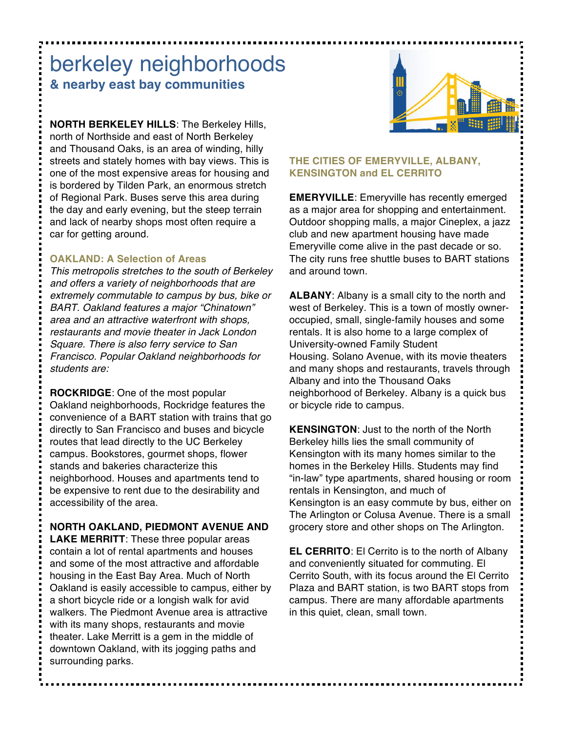# berkeley neighborhoods

## & nearby east bay communities

**NORTH BERKELEY HILLS**: The Berkeley Hills, north of Northside and east of North Berkeley and Thousand Oaks, is an area of winding, hilly streets and stately homes with bay views. This is one of the most expensive areas for housing and is bordered by Tilden Park, an enormous stretch of Regional Park. Buses serve this area during the day and early evening, but the steep terrain and lack of nearby shops most often require a car for getting around.

### OAKLAND: A Selection of Areas

*This metropolis stretches to the south of Berkeley and offers a variety of neighborhoods that are extremely commutable to campus by bus, bike or BART. Oakland features a major "Chinatown" area and an attractive waterfront with shops, restaurants and movie theater in Jack London Square. There is also ferry service to San Francisco. Popular Oakland neighborhoods for students are:*

**ROCKRIDGE**: One of the most popular Oakland neighborhoods, Rockridge features the convenience of a BART station with trains that go directly to San Francisco and buses and bicycle routes that lead directly to the UC Berkeley campus. Bookstores, gourmet shops, flower stands and bakeries characterize this neighborhood. Houses and apartments tend to be expensive to rent due to the desirability and accessibility of the area.

**NORTH OAKLAND, PIEDMONT AVENUE AND LAKE MERRITT**: These three popular areas contain a lot of rental apartments and houses and some of the most attractive and affordable housing in the East Bay Area. Much of North Oakland is easily accessible to campus, either by a short bicycle ride or a longish walk for avid walkers. The Piedmont Avenue area is attractive with its many shops, restaurants and movie theater. Lake Merritt is a gem in the middle of downtown Oakland, with its jogging paths and surrounding parks.

### THE CITIES OF EMERYVILLE, ALBANY, KENSINGTON and EL CERRITO

**EMERYVILLE**: Emeryville has recently emerged as a major area for shopping and entertainment. Outdoor shopping malls, a major Cineplex, a jazz club and new apartment housing have made Emeryville come alive in the past decade or so. The city runs free shuttle buses to BART stations and around town.

**ALBANY**: Albany is a small city to the north and west of Berkeley. This is a town of mostly owner-occupied, small, single-family houses and some rentals. It is also home to a large complex of University-owned Family Student Housing. Solano Avenue, with its movie theaters and many shops and restaurants, travels through Albany and into the Thousand Oaks neighborhood of Berkeley. Albany is a quick bus or bicycle ride to campus.

**KENSINGTON**: Just to the north of the North Berkeley hills lies the small community of Kensington with its many homes similar to the homes in the Berkeley Hills. Students may find "in-law" type apartments, shared housing or room rentals in Kensington, and much of Kensington is an easy commute by bus, either on The Arlington or Colusa Avenue. There is a small grocery store and other shops on The Arlington.

**EL CERRITO**: El Cerrito is to the north of Albany and conveniently situated for commuting. El Cerrito South, with its focus around the El Cerrito Plaza and BART station, is two BART stops from campus. There are many affordable apartments in this quiet, clean, small town.